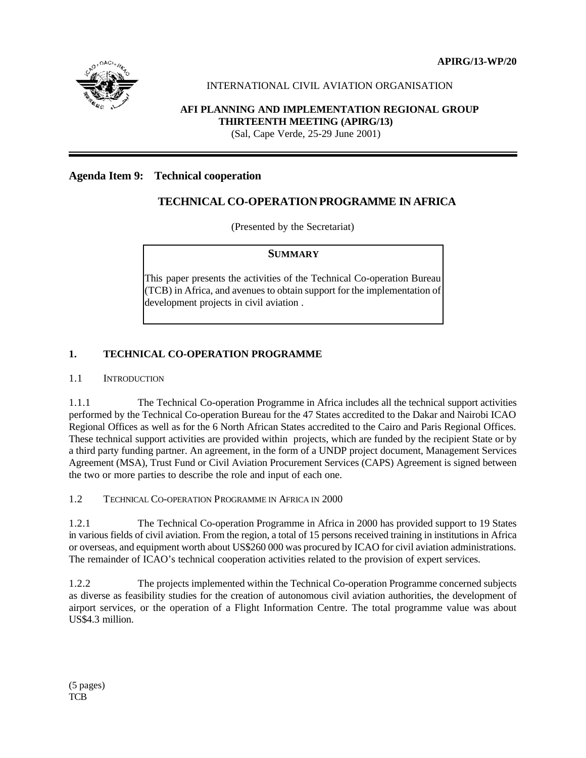APIRG/13-WP/20

INTERNATIONAL CIVIL AVIATION ORGANISATION

**AFI PLANNING AND IMPLEMENTATION REGIONAL GROUP THIRTEENTH MEETING (APIRG/13)**
(Sal, Cape Verde, 25-29 June 2001)

**Agenda Item 9: Technical cooperation**

## TECHNICAL CO-OPERATION PROGRAMME IN AFRICA

(Presented by the Secretariat)

**SUMMARY**

This paper presents the activities of the Technical Co-operation Bureau (TCB) in Africa, and avenues to obtain support for the implementation of development projects in civil aviation .

## 1. TECHNICAL CO-OPERATION PROGRAMME

### 1.1 INTRODUCTION

1.1.1 The Technical Co-operation Programme in Africa includes all the technical support activities performed by the Technical Co-operation Bureau for the 47 States accredited to the Dakar and Nairobi ICAO Regional Offices as well as for the 6 North African States accredited to the Cairo and Paris Regional Offices. These technical support activities are provided within projects, which are funded by the recipient State or by a third party funding partner. An agreement, in the form of a UNDP project document, Management Services Agreement (MSA), Trust Fund or Civil Aviation Procurement Services (CAPS) Agreement is signed between the two or more parties to describe the role and input of each one.

### 1.2 TECHNICAL CO-OPERATION PROGRAMME IN AFRICA IN 2000

1.2.1 The Technical Co-operation Programme in Africa in 2000 has provided support to 19 States in various fields of civil aviation. From the region, a total of 15 persons received training in institutions in Africa or overseas, and equipment worth about US$260 000 was procured by ICAO for civil aviation administrations. The remainder of ICAO's technical cooperation activities related to the provision of expert services.

1.2.2 The projects implemented within the Technical Co-operation Programme concerned subjects as diverse as feasibility studies for the creation of autonomous civil aviation authorities, the development of airport services, or the operation of a Flight Information Centre. The total programme value was about US$4.3 million.

(5 pages)
TCB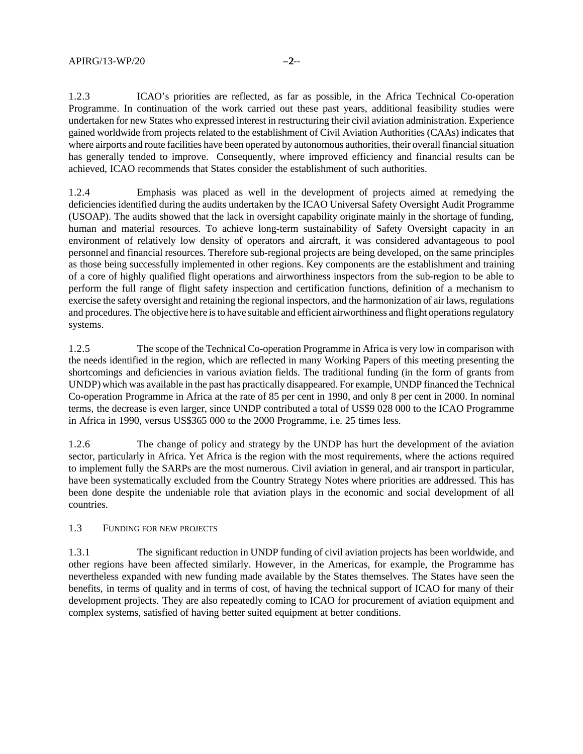1.2.3 ICAO's priorities are reflected, as far as possible, in the Africa Technical Co-operation Programme. In continuation of the work carried out these past years, additional feasibility studies were undertaken for new States who expressed interest in restructuring their civil aviation administration. Experience gained worldwide from projects related to the establishment of Civil Aviation Authorities (CAAs) indicates that where airports and route facilities have been operated by autonomous authorities, their overall financial situation has generally tended to improve. Consequently, where improved efficiency and financial results can be achieved, ICAO recommends that States consider the establishment of such authorities.

1.2.4 Emphasis was placed as well in the development of projects aimed at remedying the deficiencies identified during the audits undertaken by the ICAO Universal Safety Oversight Audit Programme (USOAP). The audits showed that the lack in oversight capability originate mainly in the shortage of funding, human and material resources. To achieve long-term sustainability of Safety Oversight capacity in an environment of relatively low density of operators and aircraft, it was considered advantageous to pool personnel and financial resources. Therefore sub-regional projects are being developed, on the same principles as those being successfully implemented in other regions. Key components are the establishment and training of a core of highly qualified flight operations and airworthiness inspectors from the sub-region to be able to perform the full range of flight safety inspection and certification functions, definition of a mechanism to exercise the safety oversight and retaining the regional inspectors, and the harmonization of air laws, regulations and procedures. The objective here is to have suitable and efficient airworthiness and flight operations regulatory systems.

1.2.5 The scope of the Technical Co-operation Programme in Africa is very low in comparison with the needs identified in the region, which are reflected in many Working Papers of this meeting presenting the shortcomings and deficiencies in various aviation fields. The traditional funding (in the form of grants from UNDP) which was available in the past has practically disappeared. For example, UNDP financed the Technical Co-operation Programme in Africa at the rate of 85 per cent in 1990, and only 8 per cent in 2000. In nominal terms, the decrease is even larger, since UNDP contributed a total of US$9 028 000 to the ICAO Programme in Africa in 1990, versus US$365 000 to the 2000 Programme, i.e. 25 times less.

1.2.6 The change of policy and strategy by the UNDP has hurt the development of the aviation sector, particularly in Africa. Yet Africa is the region with the most requirements, where the actions required to implement fully the SARPs are the most numerous. Civil aviation in general, and air transport in particular, have been systematically excluded from the Country Strategy Notes where priorities are addressed. This has been done despite the undeniable role that aviation plays in the economic and social development of all countries.

## 1.3 FUNDING FOR NEW PROJECTS

1.3.1 The significant reduction in UNDP funding of civil aviation projects has been worldwide, and other regions have been affected similarly. However, in the Americas, for example, the Programme has nevertheless expanded with new funding made available by the States themselves. The States have seen the benefits, in terms of quality and in terms of cost, of having the technical support of ICAO for many of their development projects. They are also repeatedly coming to ICAO for procurement of aviation equipment and complex systems, satisfied of having better suited equipment at better conditions.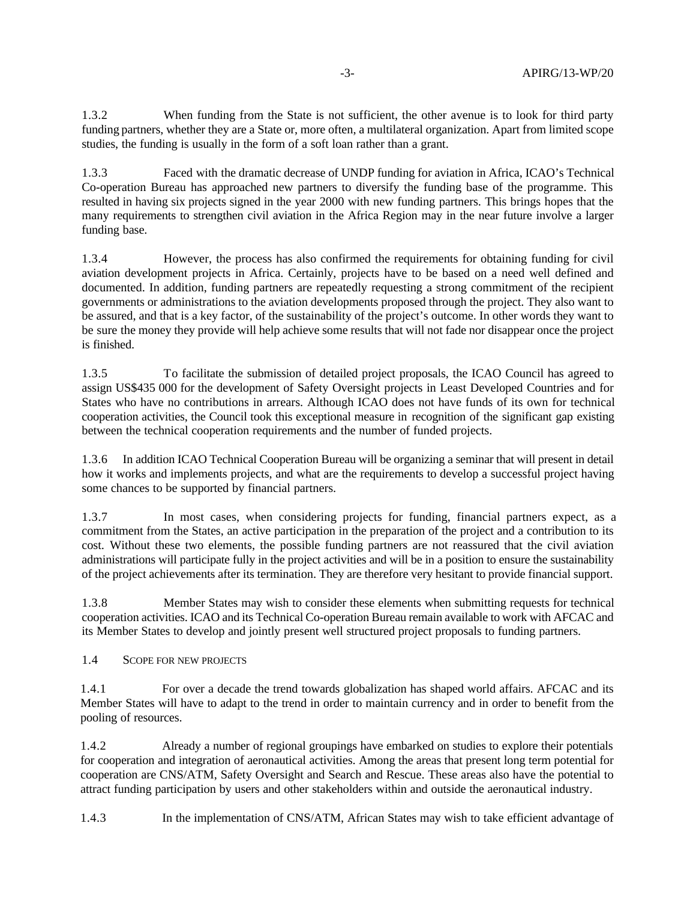1.3.2 When funding from the State is not sufficient, the other avenue is to look for third party funding partners, whether they are a State or, more often, a multilateral organization. Apart from limited scope studies, the funding is usually in the form of a soft loan rather than a grant.

1.3.3 Faced with the dramatic decrease of UNDP funding for aviation in Africa, ICAO's Technical Co-operation Bureau has approached new partners to diversify the funding base of the programme. This resulted in having six projects signed in the year 2000 with new funding partners. This brings hopes that the many requirements to strengthen civil aviation in the Africa Region may in the near future involve a larger funding base.

1.3.4 However, the process has also confirmed the requirements for obtaining funding for civil aviation development projects in Africa. Certainly, projects have to be based on a need well defined and documented. In addition, funding partners are repeatedly requesting a strong commitment of the recipient governments or administrations to the aviation developments proposed through the project. They also want to be assured, and that is a key factor, of the sustainability of the project's outcome. In other words they want to be sure the money they provide will help achieve some results that will not fade nor disappear once the project is finished.

1.3.5 To facilitate the submission of detailed project proposals, the ICAO Council has agreed to assign US$435 000 for the development of Safety Oversight projects in Least Developed Countries and for States who have no contributions in arrears. Although ICAO does not have funds of its own for technical cooperation activities, the Council took this exceptional measure in recognition of the significant gap existing between the technical cooperation requirements and the number of funded projects.

1.3.6 In addition ICAO Technical Cooperation Bureau will be organizing a seminar that will present in detail how it works and implements projects, and what are the requirements to develop a successful project having some chances to be supported by financial partners.

1.3.7 In most cases, when considering projects for funding, financial partners expect, as a commitment from the States, an active participation in the preparation of the project and a contribution to its cost. Without these two elements, the possible funding partners are not reassured that the civil aviation administrations will participate fully in the project activities and will be in a position to ensure the sustainability of the project achievements after its termination. They are therefore very hesitant to provide financial support.

1.3.8 Member States may wish to consider these elements when submitting requests for technical cooperation activities. ICAO and its Technical Co-operation Bureau remain available to work with AFCAC and its Member States to develop and jointly present well structured project proposals to funding partners.

### 1.4 SCOPE FOR NEW PROJECTS

1.4.1 For over a decade the trend towards globalization has shaped world affairs. AFCAC and its Member States will have to adapt to the trend in order to maintain currency and in order to benefit from the pooling of resources.

1.4.2 Already a number of regional groupings have embarked on studies to explore their potentials for cooperation and integration of aeronautical activities. Among the areas that present long term potential for cooperation are CNS/ATM, Safety Oversight and Search and Rescue. These areas also have the potential to attract funding participation by users and other stakeholders within and outside the aeronautical industry.

1.4.3 In the implementation of CNS/ATM, African States may wish to take efficient advantage of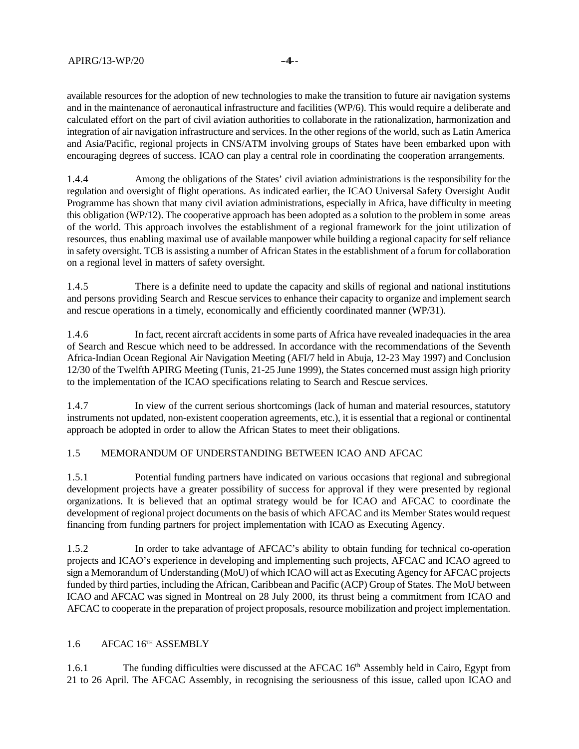available resources for the adoption of new technologies to make the transition to future air navigation systems and in the maintenance of aeronautical infrastructure and facilities (WP/6). This would require a deliberate and calculated effort on the part of civil aviation authorities to collaborate in the rationalization, harmonization and integration of air navigation infrastructure and services. In the other regions of the world, such as Latin America and Asia/Pacific, regional projects in CNS/ATM involving groups of States have been embarked upon with encouraging degrees of success. ICAO can play a central role in coordinating the cooperation arrangements.

1.4.4 Among the obligations of the States' civil aviation administrations is the responsibility for the regulation and oversight of flight operations. As indicated earlier, the ICAO Universal Safety Oversight Audit Programme has shown that many civil aviation administrations, especially in Africa, have difficulty in meeting this obligation (WP/12). The cooperative approach has been adopted as a solution to the problem in some areas of the world. This approach involves the establishment of a regional framework for the joint utilization of resources, thus enabling maximal use of available manpower while building a regional capacity for self reliance in safety oversight. TCB is assisting a number of African States in the establishment of a forum for collaboration on a regional level in matters of safety oversight.

1.4.5 There is a definite need to update the capacity and skills of regional and national institutions and persons providing Search and Rescue services to enhance their capacity to organize and implement search and rescue operations in a timely, economically and efficiently coordinated manner (WP/31).

1.4.6 In fact, recent aircraft accidents in some parts of Africa have revealed inadequacies in the area of Search and Rescue which need to be addressed. In accordance with the recommendations of the Seventh Africa-Indian Ocean Regional Air Navigation Meeting (AFI/7 held in Abuja, 12-23 May 1997) and Conclusion 12/30 of the Twelfth APIRG Meeting (Tunis, 21-25 June 1999), the States concerned must assign high priority to the implementation of the ICAO specifications relating to Search and Rescue services.

1.4.7 In view of the current serious shortcomings (lack of human and material resources, statutory instruments not updated, non-existent cooperation agreements, etc.), it is essential that a regional or continental approach be adopted in order to allow the African States to meet their obligations.

## 1.5 MEMORANDUM OF UNDERSTANDING BETWEEN ICAO AND AFCAC

1.5.1 Potential funding partners have indicated on various occasions that regional and subregional development projects have a greater possibility of success for approval if they were presented by regional organizations. It is believed that an optimal strategy would be for ICAO and AFCAC to coordinate the development of regional project documents on the basis of which AFCAC and its Member States would request financing from funding partners for project implementation with ICAO as Executing Agency.

1.5.2 In order to take advantage of AFCAC's ability to obtain funding for technical co-operation projects and ICAO's experience in developing and implementing such projects, AFCAC and ICAO agreed to sign a Memorandum of Understanding (MoU) of which ICAO will act as Executing Agency for AFCAC projects funded by third parties, including the African, Caribbean and Pacific (ACP) Group of States. The MoU between ICAO and AFCAC was signed in Montreal on 28 July 2000, its thrust being a commitment from ICAO and AFCAC to cooperate in the preparation of project proposals, resource mobilization and project implementation.

## 1.6 AFCAC 16TH ASSEMBLY

1.6.1 The funding difficulties were discussed at the AFCAC 16th Assembly held in Cairo, Egypt from 21 to 26 April. The AFCAC Assembly, in recognising the seriousness of this issue, called upon ICAO and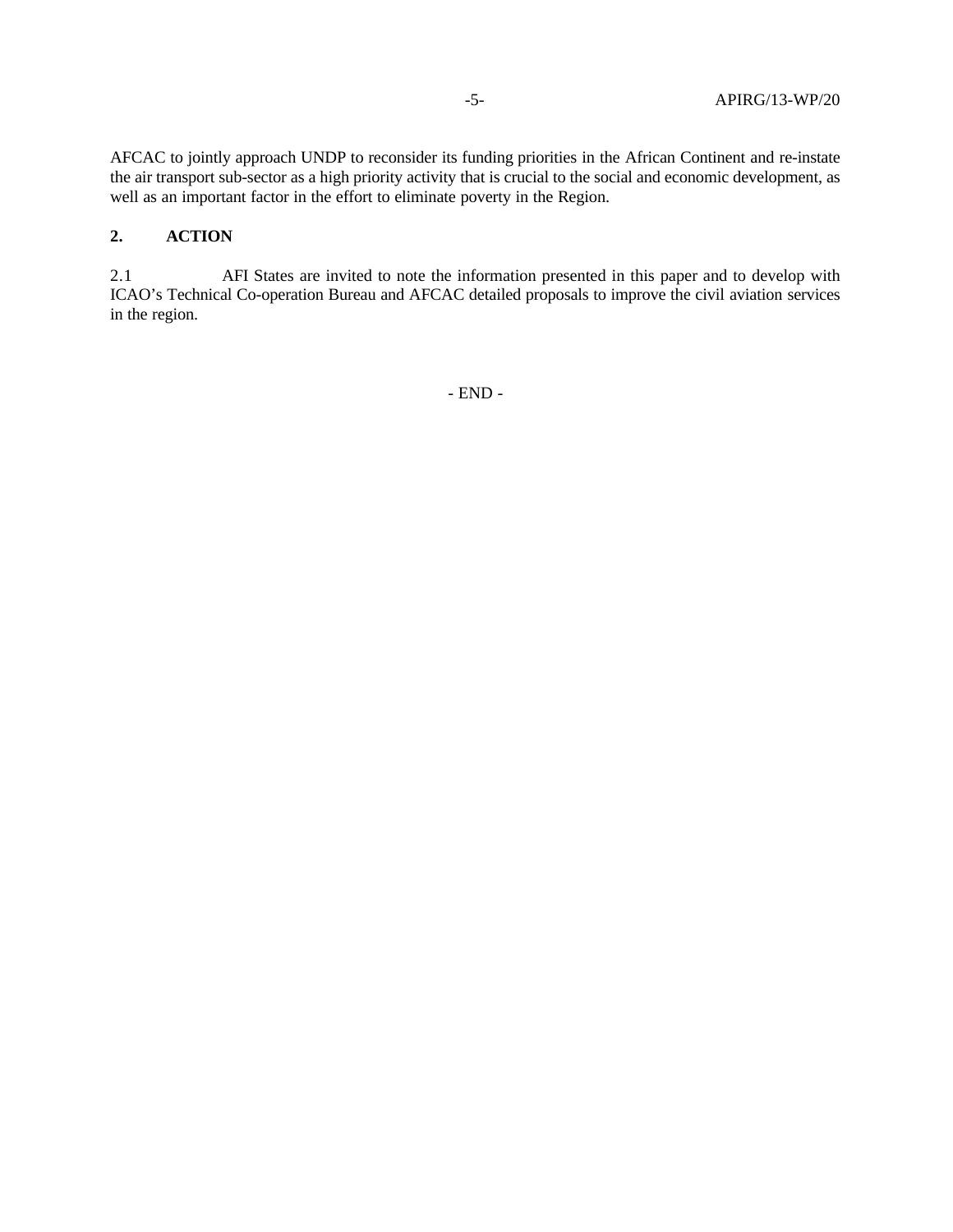AFCAC to jointly approach UNDP to reconsider its funding priorities in the African Continent and re-instate the air transport sub-sector as a high priority activity that is crucial to the social and economic development, as well as an important factor in the effort to eliminate poverty in the Region.

## 2. ACTION

2.1 AFI States are invited to note the information presented in this paper and to develop with ICAO's Technical Co-operation Bureau and AFCAC detailed proposals to improve the civil aviation services in the region.

- END -